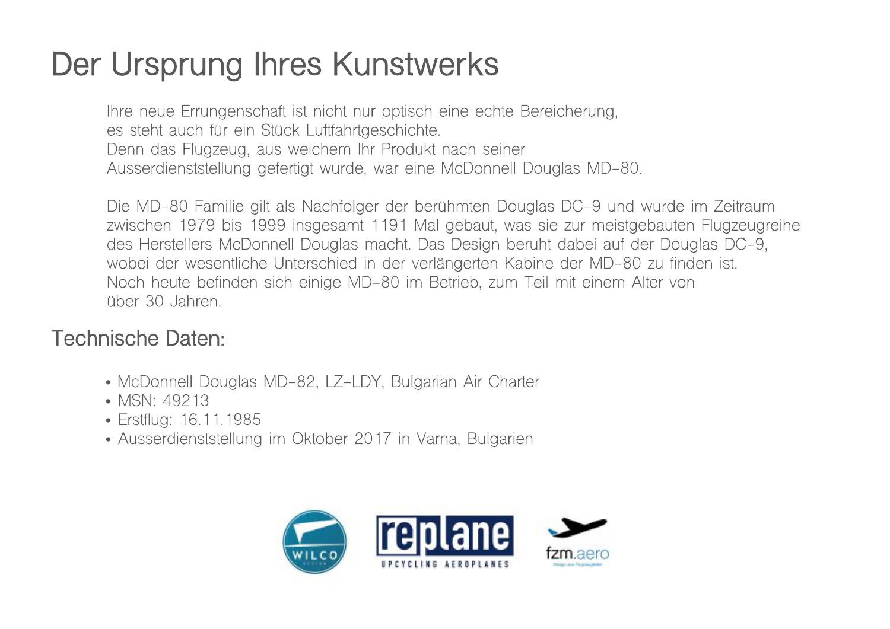# Der Ursprung Ihres Kunstwerks

Ihre neue Errungenschaft ist nicht nur optisch eine echte Bereicherung, es steht auch für ein Stück Luftfahrtgeschichte. Denn das Flugzeug, aus welchem Ihr Produkt nach seiner Ausserdienststellung gefertigt wurde, war eine McDonnell Douglas MD-80.

Die MD-80 Familie gilt als Nachfolger der berühmten Douglas DC-9 und wurde im Zeitraum zwischen 1979 bis 1999 insgesamt 1191 Mal gebaut, was sie zur meistgebauten Flugzeugreihe des Herstellers McDonnell Douglas macht. Das Design beruht dabei auf der Douglas DC-9, wobei der wesentliche Unterschied in der verlängerten Kabine der MD-80 zu finden ist. Noch heute befinden sich einige MD-80 im Betrieb, zum Teil mit einem Alter von über 30 Jahren.

## Technische Daten:

- McDonnell Douglas MD-82, LZ-LDY, Bulgarian Air Charter
- MSN: 49213
- Erstflug: 16.11.1985
- Ausserdienststellung im Oktober 2017 in Varna, Bulgarien

WILCO · replane UPCYCLING AEROPLANES · fzm.aero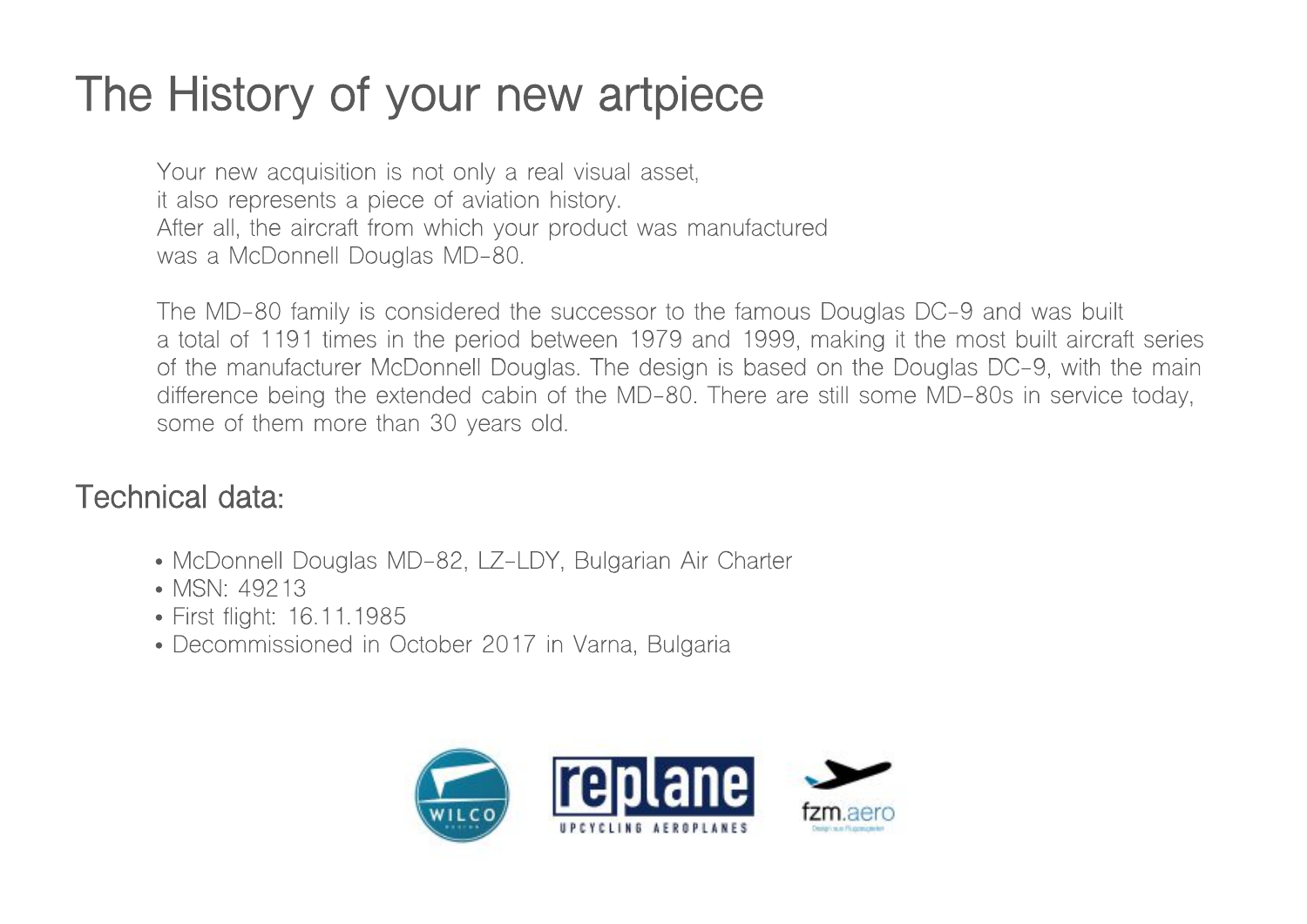# The History of your new artpiece

Your new acquisition is not only a real visual asset,
it also represents a piece of aviation history.
After all, the aircraft from which your product was manufactured
was a McDonnell Douglas MD-80.

The MD-80 family is considered the successor to the famous Douglas DC-9 and was built a total of 1191 times in the period between 1979 and 1999, making it the most built aircraft series of the manufacturer McDonnell Douglas. The design is based on the Douglas DC-9, with the main difference being the extended cabin of the MD-80. There are still some MD-80s in service today, some of them more than 30 years old.

## Technical data:

- McDonnell Douglas MD-82, LZ-LDY, Bulgarian Air Charter
- MSN: 49213
- First flight: 16.11.1985
- Decommissioned in October 2017 in Varna, Bulgaria

WILCO

replane UPCYCLING AEROPLANES

fzm.aero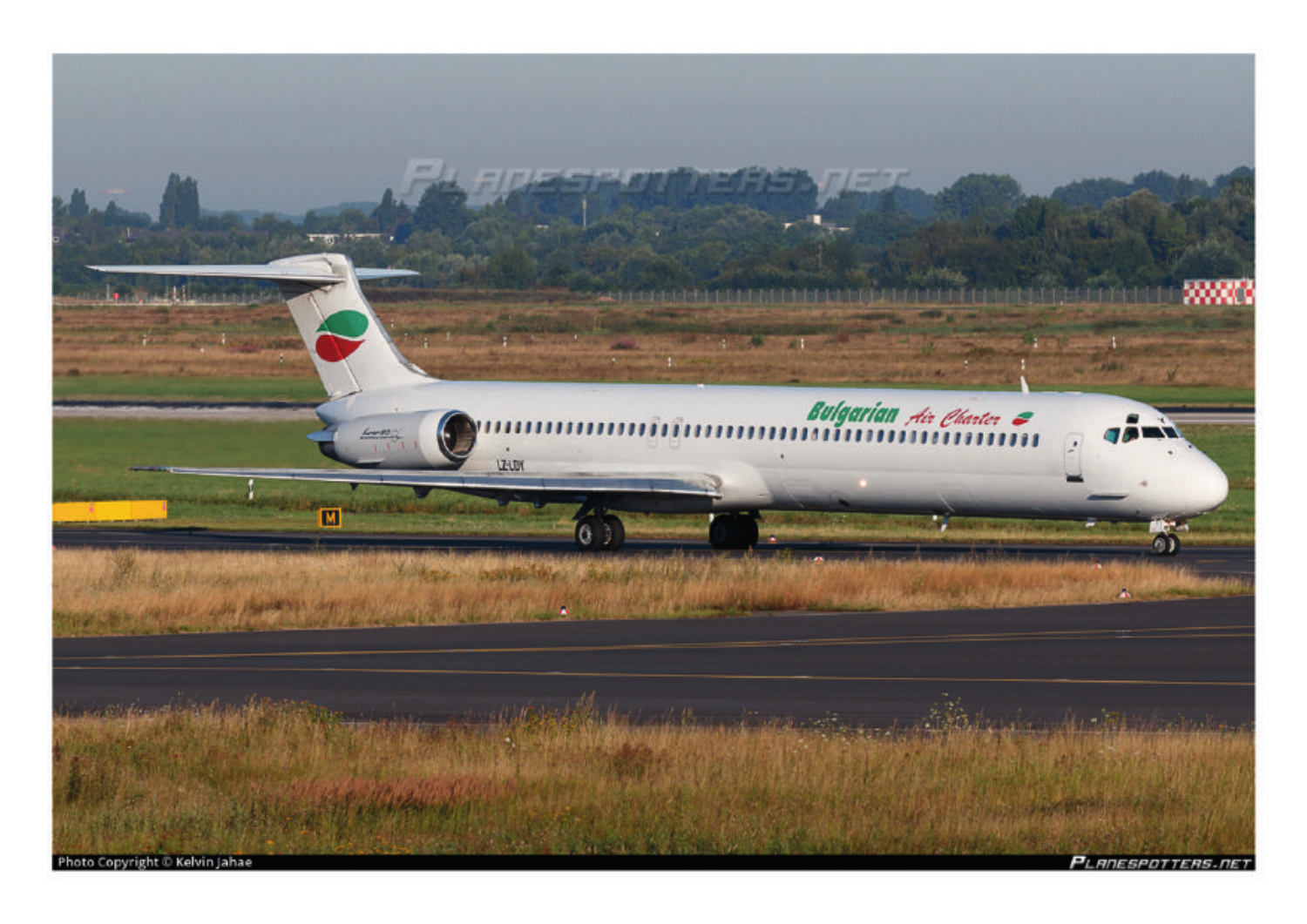Photo Copyright © Kelvin Jahae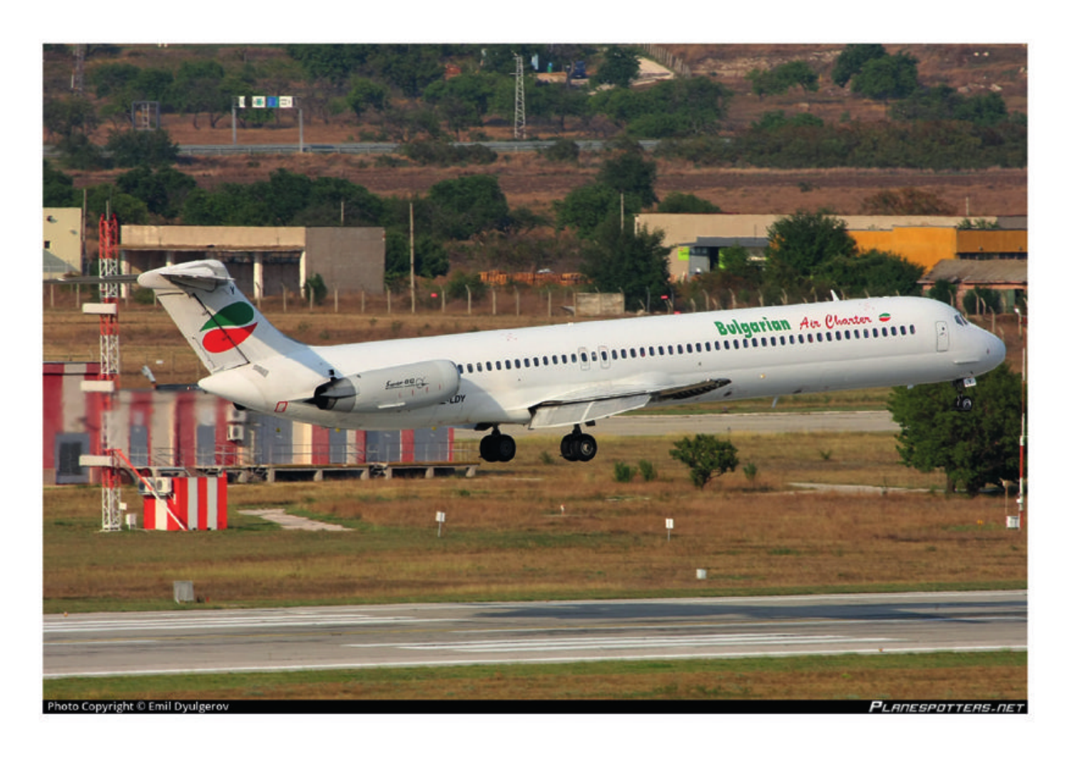Photo Copyright © Emil Dyulgerov

PLANESPOTTERS.NET